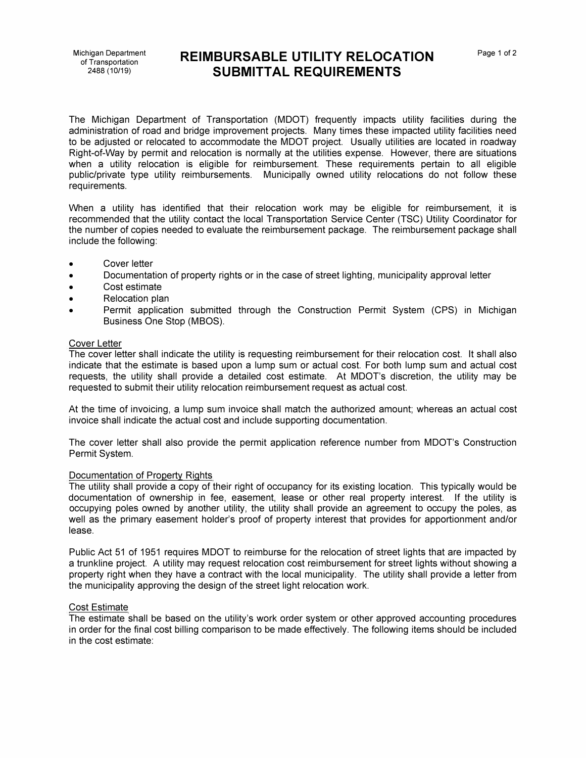Michigan Department of Transportation
2488 (10/19)

# REIMBURSABLE UTILITY RELOCATION SUBMITTAL REQUIREMENTS

The Michigan Department of Transportation (MDOT) frequently impacts utility facilities during the administration of road and bridge improvement projects. Many times these impacted utility facilities need to be adjusted or relocated to accommodate the MDOT project. Usually utilities are located in roadway Right-of-Way by permit and relocation is normally at the utilities expense. However, there are situations when a utility relocation is eligible for reimbursement. These requirements pertain to all eligible public/private type utility reimbursements. Municipally owned utility relocations do not follow these requirements.

When a utility has identified that their relocation work may be eligible for reimbursement, it is recommended that the utility contact the local Transportation Service Center (TSC) Utility Coordinator for the number of copies needed to evaluate the reimbursement package. The reimbursement package shall include the following:

- Cover letter
- Documentation of property rights or in the case of street lighting, municipality approval letter
- Cost estimate
- Relocation plan
- Permit application submitted through the Construction Permit System (CPS) in Michigan Business One Stop (MBOS).

## Cover Letter

The cover letter shall indicate the utility is requesting reimbursement for their relocation cost. It shall also indicate that the estimate is based upon a lump sum or actual cost. For both lump sum and actual cost requests, the utility shall provide a detailed cost estimate. At MDOT's discretion, the utility may be requested to submit their utility relocation reimbursement request as actual cost.

At the time of invoicing, a lump sum invoice shall match the authorized amount; whereas an actual cost invoice shall indicate the actual cost and include supporting documentation.

The cover letter shall also provide the permit application reference number from MDOT's Construction Permit System.

## Documentation of Property Rights

The utility shall provide a copy of their right of occupancy for its existing location. This typically would be documentation of ownership in fee, easement, lease or other real property interest. If the utility is occupying poles owned by another utility, the utility shall provide an agreement to occupy the poles, as well as the primary easement holder's proof of property interest that provides for apportionment and/or lease.

Public Act 51 of 1951 requires MDOT to reimburse for the relocation of street lights that are impacted by a trunkline project. A utility may request relocation cost reimbursement for street lights without showing a property right when they have a contract with the local municipality. The utility shall provide a letter from the municipality approving the design of the street light relocation work.

## Cost Estimate

The estimate shall be based on the utility's work order system or other approved accounting procedures in order for the final cost billing comparison to be made effectively. The following items should be included in the cost estimate: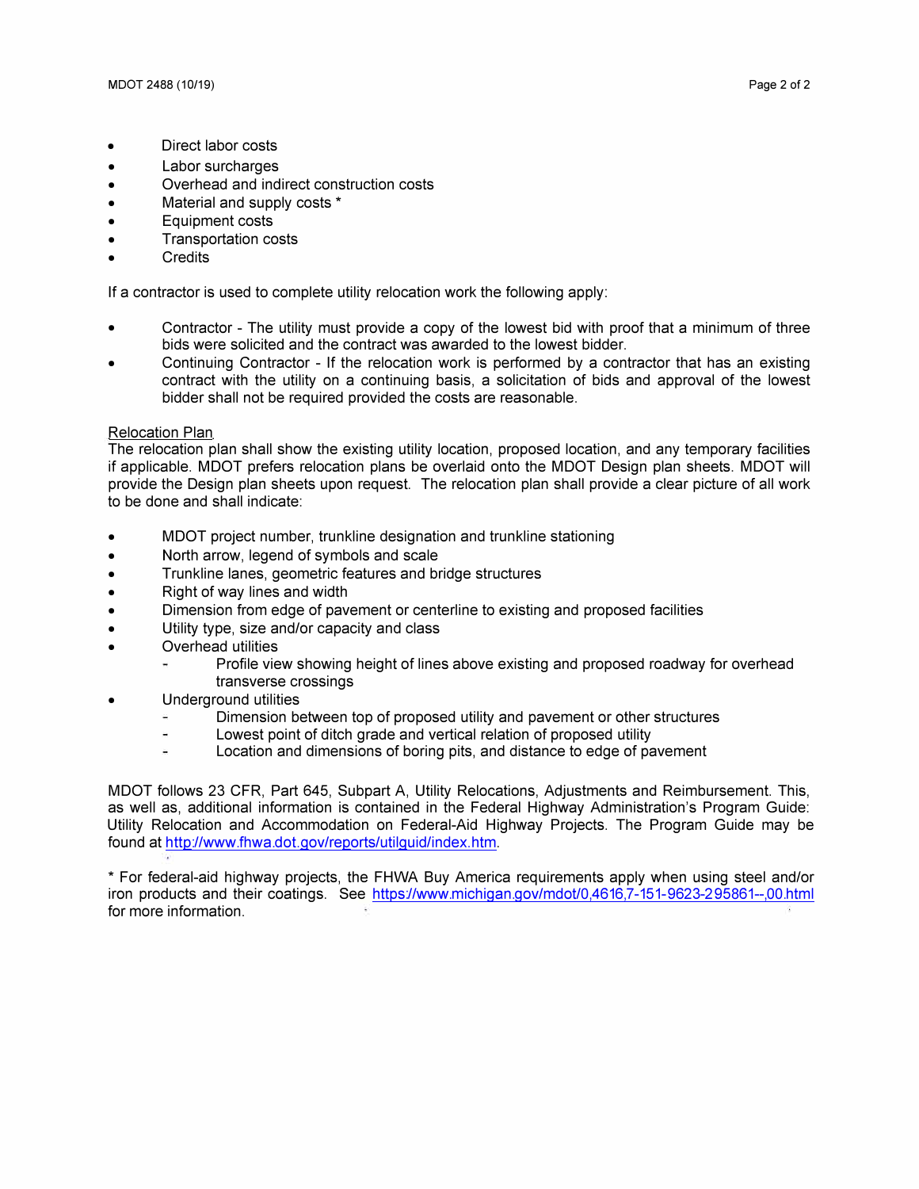- Direct labor costs
- Labor surcharges
- Overhead and indirect construction costs
- Material and supply costs *
- Equipment costs
- Transportation costs
- Credits

If a contractor is used to complete utility relocation work the following apply:

- Contractor - The utility must provide a copy of the lowest bid with proof that a minimum of three bids were solicited and the contract was awarded to the lowest bidder.
- Continuing Contractor - If the relocation work is performed by a contractor that has an existing contract with the utility on a continuing basis, a solicitation of bids and approval of the lowest bidder shall not be required provided the costs are reasonable.

<u>Relocation Plan</u>

The relocation plan shall show the existing utility location, proposed location, and any temporary facilities if applicable. MDOT prefers relocation plans be overlaid onto the MDOT Design plan sheets. MDOT will provide the Design plan sheets upon request. The relocation plan shall provide a clear picture of all work to be done and shall indicate:

- MDOT project number, trunkline designation and trunkline stationing
- North arrow, legend of symbols and scale
- Trunkline lanes, geometric features and bridge structures
- Right of way lines and width
- Dimension from edge of pavement or centerline to existing and proposed facilities
- Utility type, size and/or capacity and class
- Overhead utilities
  - Profile view showing height of lines above existing and proposed roadway for overhead transverse crossings
- Underground utilities
  - Dimension between top of proposed utility and pavement or other structures
  - Lowest point of ditch grade and vertical relation of proposed utility
  - Location and dimensions of boring pits, and distance to edge of pavement

MDOT follows 23 CFR, Part 645, Subpart A, Utility Relocations, Adjustments and Reimbursement. This, as well as, additional information is contained in the Federal Highway Administration's Program Guide: Utility Relocation and Accommodation on Federal-Aid Highway Projects. The Program Guide may be found at http://www.fhwa.dot.gov/reports/utilguid/index.htm.

* For federal-aid highway projects, the FHWA Buy America requirements apply when using steel and/or iron products and their coatings. See https://www.michigan.gov/mdot/0,4616,7-151-9623-295861--,00.html for more information.